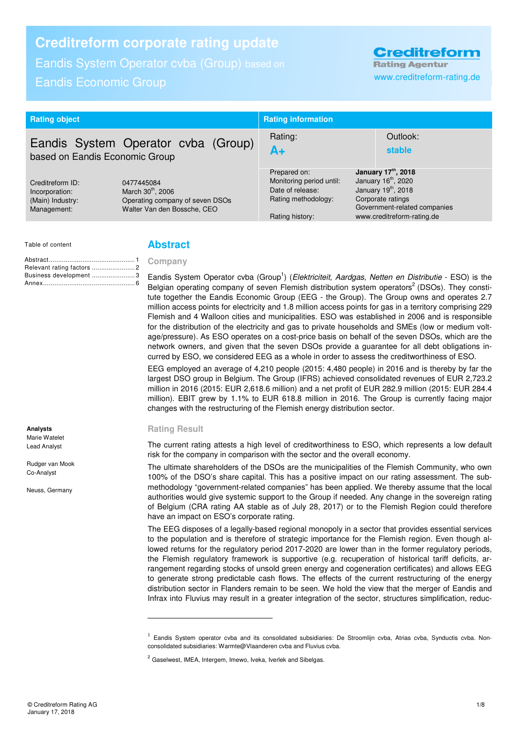# Creditreform corporate rating update

Eandis System Operator cvba (Group) based on Eandis Economic Group

Creditreform Rating Agentur
www.creditreform-rating.de

| Rating object | Rating information | |
|---|---|---|
| Eandis System Operator cvba (Group) based on Eandis Economic Group | Rating: **A+** | Outlook: **stable** |

| | | | |
|---|---|---|---|
| Creditreform ID: | 0477445084 | Prepared on: | **January 17th, 2018** |
| Incorporation: | March 30th, 2006 | Monitoring period until: | January 16th, 2020 |
| (Main) Industry: | Operating company of seven DSOs | Date of release: | January 19th, 2018 |
| Management: | Walter Van den Bossche, CEO | Rating methodology: | Corporate ratings; Government-related companies |
| | | Rating history: | www.creditreform-rating.de |

Table of content

Abstract ... 1
Relevant rating factors ... 2
Business development ... 3
Annex ... 6

**Analysts**
Marie Watelet
Lead Analyst

Rudger van Mook
Co-Analyst

Neuss, Germany

## Abstract

### Company

Eandis System Operator cvba (Group[1]) (*Elektriciteit, Aardgas, Netten en Distributie* - ESO) is the Belgian operating company of seven Flemish distribution system operators[2] (DSOs). They constitute together the Eandis Economic Group (EEG - the Group). The Group owns and operates 2.7 million access points for electricity and 1.8 million access points for gas in a territory comprising 229 Flemish and 4 Walloon cities and municipalities. ESO was established in 2006 and is responsible for the distribution of the electricity and gas to private households and SMEs (low or medium voltage/pressure). As ESO operates on a cost-price basis on behalf of the seven DSOs, which are the network owners, and given that the seven DSOs provide a guarantee for all debt obligations incurred by ESO, we considered EEG as a whole in order to assess the creditworthiness of ESO.

EEG employed an average of 4,210 people (2015: 4,480 people) in 2016 and is thereby by far the largest DSO group in Belgium. The Group (IFRS) achieved consolidated revenues of EUR 2,723.2 million in 2016 (2015: EUR 2,618.6 million) and a net profit of EUR 282.9 million (2015: EUR 284.4 million). EBIT grew by 1.1% to EUR 618.8 million in 2016. The Group is currently facing major changes with the restructuring of the Flemish energy distribution sector.

### Rating Result

The current rating attests a high level of creditworthiness to ESO, which represents a low default risk for the company in comparison with the sector and the overall economy.

The ultimate shareholders of the DSOs are the municipalities of the Flemish Community, who own 100% of the DSO's share capital. This has a positive impact on our rating assessment. The sub-methodology "government-related companies" has been applied. We thereby assume that the local authorities would give systemic support to the Group if needed. Any change in the sovereign rating of Belgium (CRA rating AA stable as of July 28, 2017) or to the Flemish Region could therefore have an impact on ESO's corporate rating.

The EEG disposes of a legally-based regional monopoly in a sector that provides essential services to the population and is therefore of strategic importance for the Flemish region. Even though allowed returns for the regulatory period 2017-2020 are lower than in the former regulatory periods, the Flemish regulatory framework is supportive (e.g. recuperation of historical tariff deficits, arrangement regarding stocks of unsold green energy and cogeneration certificates) and allows EEG to generate strong predictable cash flows. The effects of the current restructuring of the energy distribution sector in Flanders remain to be seen. We hold the view that the merger of Eandis and Infrax into Fluvius may result in a greater integration of the sector, structures simplification, reduc-

---

[1] Eandis System operator cvba and its consolidated subsidiaries: De Stroomlijn cvba, Atrias cvba, Synductis cvba. Non-consolidated subsidiaries: Warmte@Vlaanderen cvba and Fluvius cvba.

[2] Gaselwest, IMEA, Intergem, Imewo, Iveka, Iverlek and Sibelgas.

© Creditreform Rating AG
January 17, 2018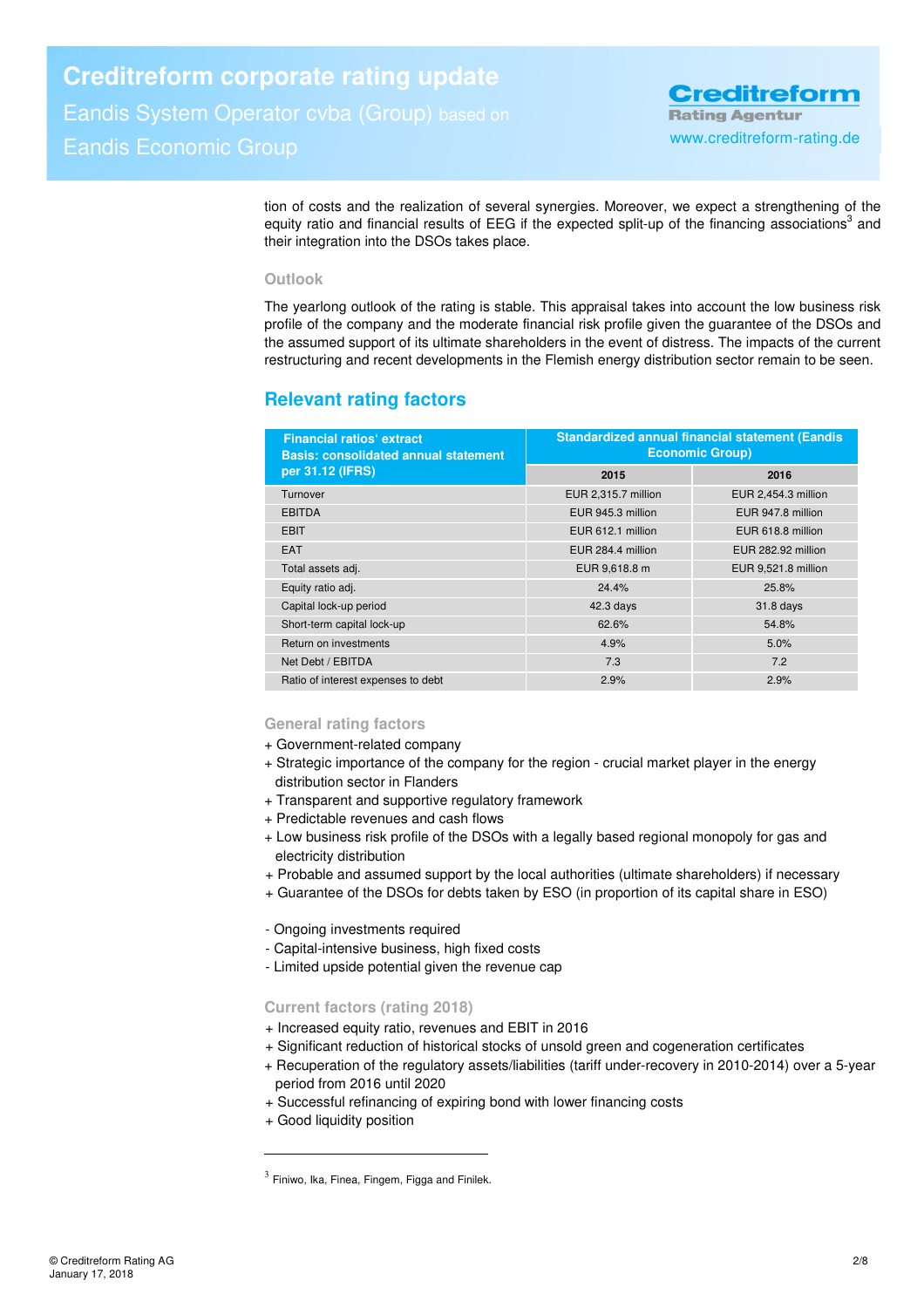tion of costs and the realization of several synergies. Moreover, we expect a strengthening of the equity ratio and financial results of EEG if the expected split-up of the financing associations[3] and their integration into the DSOs takes place.

### Outlook

The yearlong outlook of the rating is stable. This appraisal takes into account the low business risk profile of the company and the moderate financial risk profile given the guarantee of the DSOs and the assumed support of its ultimate shareholders in the event of distress. The impacts of the current restructuring and recent developments in the Flemish energy distribution sector remain to be seen.

## Relevant rating factors

| Financial ratios' extract Basis: consolidated annual statement per 31.12 (IFRS) | Standardized annual financial statement (Eandis Economic Group) | |
|---|---|---|
| | 2015 | 2016 |
| Turnover | EUR 2,315.7 million | EUR 2,454.3 million |
| EBITDA | EUR 945.3 million | EUR 947.8 million |
| EBIT | EUR 612.1 million | EUR 618.8 million |
| EAT | EUR 284.4 million | EUR 282.92 million |
| Total assets adj. | EUR 9,618.8 m | EUR 9,521.8 million |
| Equity ratio adj. | 24.4% | 25.8% |
| Capital lock-up period | 42.3 days | 31.8 days |
| Short-term capital lock-up | 62.6% | 54.8% |
| Return on investments | 4.9% | 5.0% |
| Net Debt / EBITDA | 7.3 | 7.2 |
| Ratio of interest expenses to debt | 2.9% | 2.9% |

### General rating factors

+ Government-related company
+ Strategic importance of the company for the region - crucial market player in the energy distribution sector in Flanders
+ Transparent and supportive regulatory framework
+ Predictable revenues and cash flows
+ Low business risk profile of the DSOs with a legally based regional monopoly for gas and electricity distribution
+ Probable and assumed support by the local authorities (ultimate shareholders) if necessary
+ Guarantee of the DSOs for debts taken by ESO (in proportion of its capital share in ESO)

- Ongoing investments required
- Capital-intensive business, high fixed costs
- Limited upside potential given the revenue cap

### Current factors (rating 2018)

+ Increased equity ratio, revenues and EBIT in 2016
+ Significant reduction of historical stocks of unsold green and cogeneration certificates
+ Recuperation of the regulatory assets/liabilities (tariff under-recovery in 2010-2014) over a 5-year period from 2016 until 2020
+ Successful refinancing of expiring bond with lower financing costs
+ Good liquidity position

---

[3] Finiwo, Ika, Finea, Fingem, Figga and Finilek.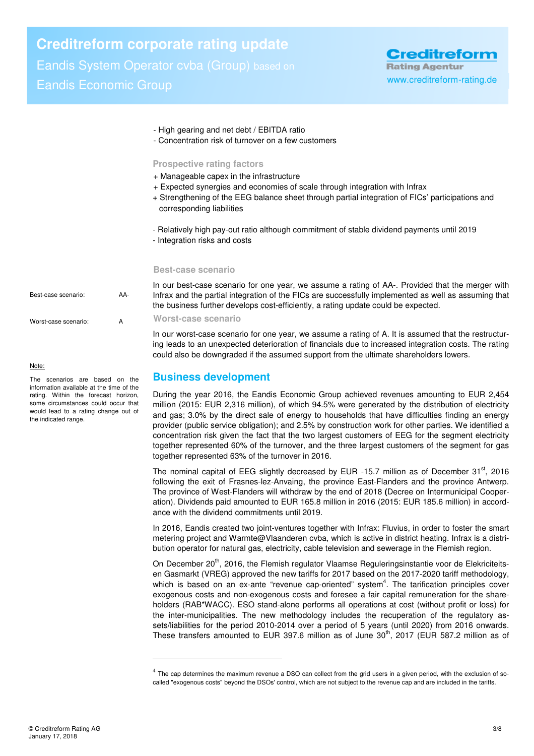- High gearing and net debt / EBITDA ratio
- Concentration risk of turnover on a few customers

### Prospective rating factors

+ Manageable capex in the infrastructure
+ Expected synergies and economies of scale through integration with Infrax
+ Strengthening of the EEG balance sheet through partial integration of FICs' participations and corresponding liabilities

- Relatively high pay-out ratio although commitment of stable dividend payments until 2019
- Integration risks and costs

### Best-case scenario

Best-case scenario: AA-

In our best-case scenario for one year, we assume a rating of AA-. Provided that the merger with Infrax and the partial integration of the FICs are successfully implemented as well as assuming that the business further develops cost-efficiently, a rating update could be expected.

### Worst-case scenario

Worst-case scenario: A

In our worst-case scenario for one year, we assume a rating of A. It is assumed that the restructuring leads to an unexpected deterioration of financials due to increased integration costs. The rating could also be downgraded if the assumed support from the ultimate shareholders lowers.

Note:

The scenarios are based on the information available at the time of the rating. Within the forecast horizon, some circumstances could occur that would lead to a rating change out of the indicated range.

## Business development

During the year 2016, the Eandis Economic Group achieved revenues amounting to EUR 2,454 million (2015: EUR 2,316 million), of which 94.5% were generated by the distribution of electricity and gas; 3.0% by the direct sale of energy to households that have difficulties finding an energy provider (public service obligation); and 2.5% by construction work for other parties. We identified a concentration risk given the fact that the two largest customers of EEG for the segment electricity together represented 60% of the turnover, and the three largest customers of the segment for gas together represented 63% of the turnover in 2016.

The nominal capital of EEG slightly decreased by EUR -15.7 million as of December 31st, 2016 following the exit of Frasnes-lez-Anvaing, the province East-Flanders and the province Antwerp. The province of West-Flanders will withdraw by the end of 2018 **(**Decree on Intermunicipal Cooperation). Dividends paid amounted to EUR 165.8 million in 2016 (2015: EUR 185.6 million) in accordance with the dividend commitments until 2019.

In 2016, Eandis created two joint-ventures together with Infrax: Fluvius, in order to foster the smart metering project and Warmte@Vlaanderen cvba, which is active in district heating. Infrax is a distribution operator for natural gas, electricity, cable television and sewerage in the Flemish region.

On December 20th, 2016, the Flemish regulator Vlaamse Reguleringsinstantie voor de Elekriciteits- en Gasmarkt (VREG) approved the new tariffs for 2017 based on the 2017-2020 tariff methodology, which is based on an ex-ante "revenue cap-oriented" system[4]. The tarification principles cover exogenous costs and non-exogenous costs and foresee a fair capital remuneration for the shareholders (RAB*WACC). ESO stand-alone performs all operations at cost (without profit or loss) for the inter-municipalities. The new methodology includes the recuperation of the regulatory assets/liabilities for the period 2010-2014 over a period of 5 years (until 2020) from 2016 onwards. These transfers amounted to EUR 397.6 million as of June 30th, 2017 (EUR 587.2 million as of

[4] The cap determines the maximum revenue a DSO can collect from the grid users in a given period, with the exclusion of so-called "exogenous costs" beyond the DSOs' control, which are not subject to the revenue cap and are included in the tariffs.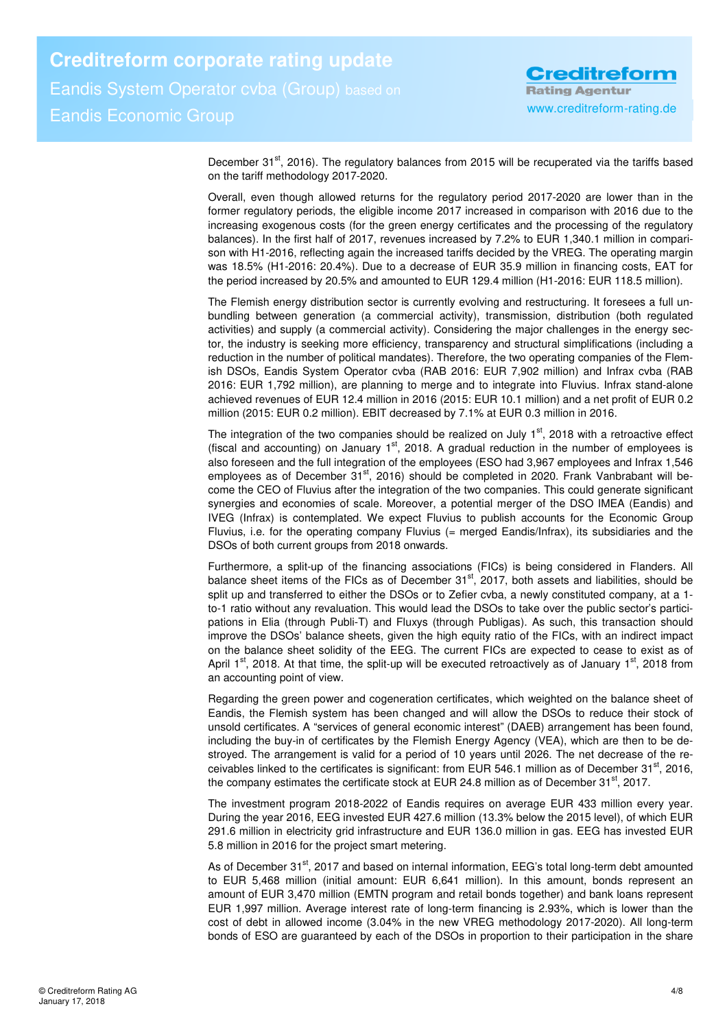December 31st, 2016). The regulatory balances from 2015 will be recuperated via the tariffs based on the tariff methodology 2017-2020.

Overall, even though allowed returns for the regulatory period 2017-2020 are lower than in the former regulatory periods, the eligible income 2017 increased in comparison with 2016 due to the increasing exogenous costs (for the green energy certificates and the processing of the regulatory balances). In the first half of 2017, revenues increased by 7.2% to EUR 1,340.1 million in comparison with H1-2016, reflecting again the increased tariffs decided by the VREG. The operating margin was 18.5% (H1-2016: 20.4%). Due to a decrease of EUR 35.9 million in financing costs, EAT for the period increased by 20.5% and amounted to EUR 129.4 million (H1-2016: EUR 118.5 million).

The Flemish energy distribution sector is currently evolving and restructuring. It foresees a full unbundling between generation (a commercial activity), transmission, distribution (both regulated activities) and supply (a commercial activity). Considering the major challenges in the energy sector, the industry is seeking more efficiency, transparency and structural simplifications (including a reduction in the number of political mandates). Therefore, the two operating companies of the Flemish DSOs, Eandis System Operator cvba (RAB 2016: EUR 7,902 million) and Infrax cvba (RAB 2016: EUR 1,792 million), are planning to merge and to integrate into Fluvius. Infrax stand-alone achieved revenues of EUR 12.4 million in 2016 (2015: EUR 10.1 million) and a net profit of EUR 0.2 million (2015: EUR 0.2 million). EBIT decreased by 7.1% at EUR 0.3 million in 2016.

The integration of the two companies should be realized on July 1st, 2018 with a retroactive effect (fiscal and accounting) on January 1st, 2018. A gradual reduction in the number of employees is also foreseen and the full integration of the employees (ESO had 3,967 employees and Infrax 1,546 employees as of December 31st, 2016) should be completed in 2020. Frank Vanbrabant will become the CEO of Fluvius after the integration of the two companies. This could generate significant synergies and economies of scale. Moreover, a potential merger of the DSO IMEA (Eandis) and IVEG (Infrax) is contemplated. We expect Fluvius to publish accounts for the Economic Group Fluvius, i.e. for the operating company Fluvius (= merged Eandis/Infrax), its subsidiaries and the DSOs of both current groups from 2018 onwards.

Furthermore, a split-up of the financing associations (FICs) is being considered in Flanders. All balance sheet items of the FICs as of December 31st, 2017, both assets and liabilities, should be split up and transferred to either the DSOs or to Zefier cvba, a newly constituted company, at a 1-to-1 ratio without any revaluation. This would lead the DSOs to take over the public sector's participations in Elia (through Publi-T) and Fluxys (through Publigas). As such, this transaction should improve the DSOs' balance sheets, given the high equity ratio of the FICs, with an indirect impact on the balance sheet solidity of the EEG. The current FICs are expected to cease to exist as of April 1st, 2018. At that time, the split-up will be executed retroactively as of January 1st, 2018 from an accounting point of view.

Regarding the green power and cogeneration certificates, which weighted on the balance sheet of Eandis, the Flemish system has been changed and will allow the DSOs to reduce their stock of unsold certificates. A "services of general economic interest" (DAEB) arrangement has been found, including the buy-in of certificates by the Flemish Energy Agency (VEA), which are then to be destroyed. The arrangement is valid for a period of 10 years until 2026. The net decrease of the receivables linked to the certificates is significant: from EUR 546.1 million as of December 31st, 2016, the company estimates the certificate stock at EUR 24.8 million as of December 31st, 2017.

The investment program 2018-2022 of Eandis requires on average EUR 433 million every year. During the year 2016, EEG invested EUR 427.6 million (13.3% below the 2015 level), of which EUR 291.6 million in electricity grid infrastructure and EUR 136.0 million in gas. EEG has invested EUR 5.8 million in 2016 for the project smart metering.

As of December 31st, 2017 and based on internal information, EEG's total long-term debt amounted to EUR 5,468 million (initial amount: EUR 6,641 million). In this amount, bonds represent an amount of EUR 3,470 million (EMTN program and retail bonds together) and bank loans represent EUR 1,997 million. Average interest rate of long-term financing is 2.93%, which is lower than the cost of debt in allowed income (3.04% in the new VREG methodology 2017-2020). All long-term bonds of ESO are guaranteed by each of the DSOs in proportion to their participation in the share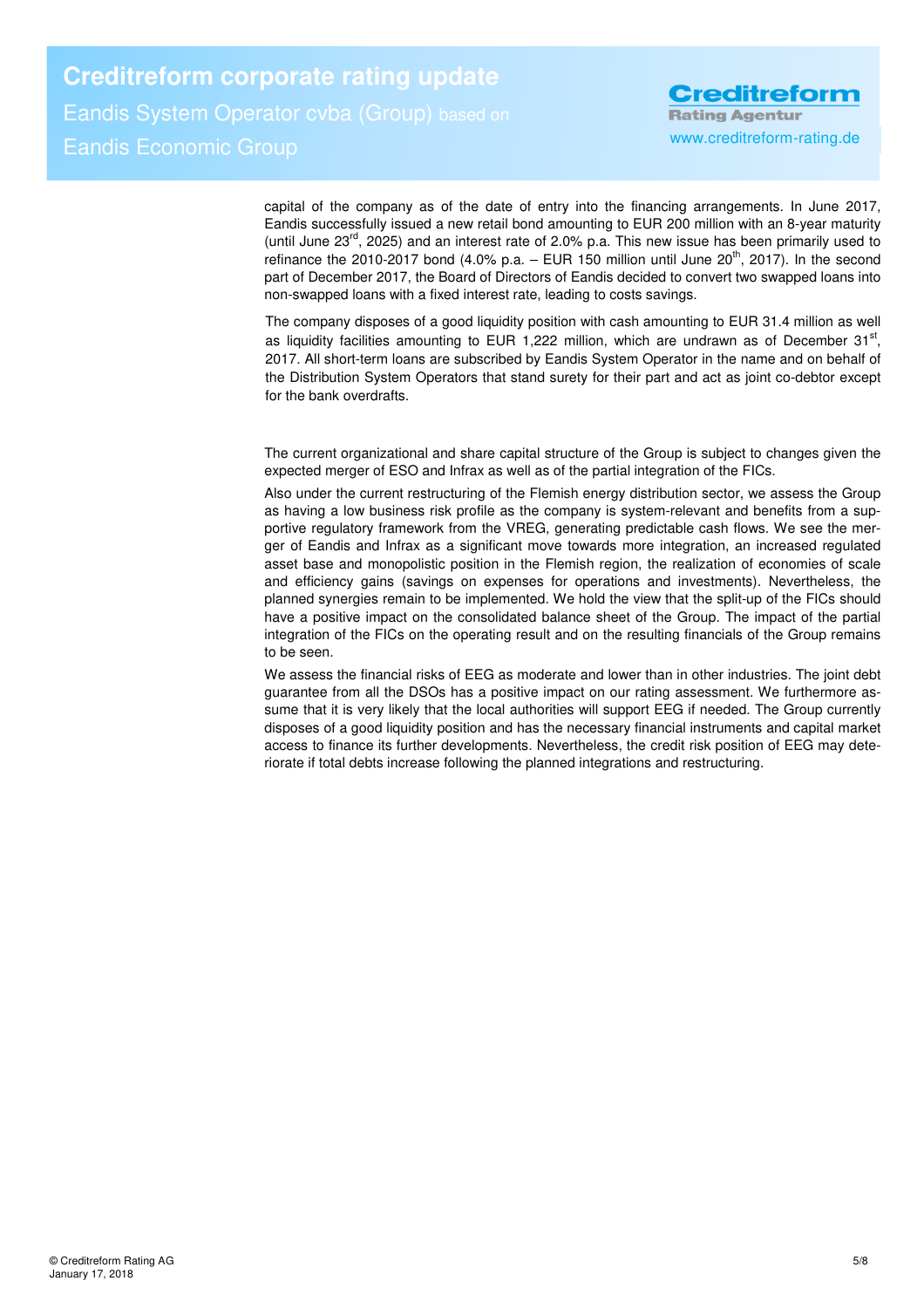capital of the company as of the date of entry into the financing arrangements. In June 2017, Eandis successfully issued a new retail bond amounting to EUR 200 million with an 8-year maturity (until June 23rd, 2025) and an interest rate of 2.0% p.a. This new issue has been primarily used to refinance the 2010-2017 bond (4.0% p.a. – EUR 150 million until June 20th, 2017). In the second part of December 2017, the Board of Directors of Eandis decided to convert two swapped loans into non-swapped loans with a fixed interest rate, leading to costs savings.

The company disposes of a good liquidity position with cash amounting to EUR 31.4 million as well as liquidity facilities amounting to EUR 1,222 million, which are undrawn as of December 31st, 2017. All short-term loans are subscribed by Eandis System Operator in the name and on behalf of the Distribution System Operators that stand surety for their part and act as joint co-debtor except for the bank overdrafts.

The current organizational and share capital structure of the Group is subject to changes given the expected merger of ESO and Infrax as well as of the partial integration of the FICs.

Also under the current restructuring of the Flemish energy distribution sector, we assess the Group as having a low business risk profile as the company is system-relevant and benefits from a supportive regulatory framework from the VREG, generating predictable cash flows. We see the merger of Eandis and Infrax as a significant move towards more integration, an increased regulated asset base and monopolistic position in the Flemish region, the realization of economies of scale and efficiency gains (savings on expenses for operations and investments). Nevertheless, the planned synergies remain to be implemented. We hold the view that the split-up of the FICs should have a positive impact on the consolidated balance sheet of the Group. The impact of the partial integration of the FICs on the operating result and on the resulting financials of the Group remains to be seen.

We assess the financial risks of EEG as moderate and lower than in other industries. The joint debt guarantee from all the DSOs has a positive impact on our rating assessment. We furthermore assume that it is very likely that the local authorities will support EEG if needed. The Group currently disposes of a good liquidity position and has the necessary financial instruments and capital market access to finance its further developments. Nevertheless, the credit risk position of EEG may deteriorate if total debts increase following the planned integrations and restructuring.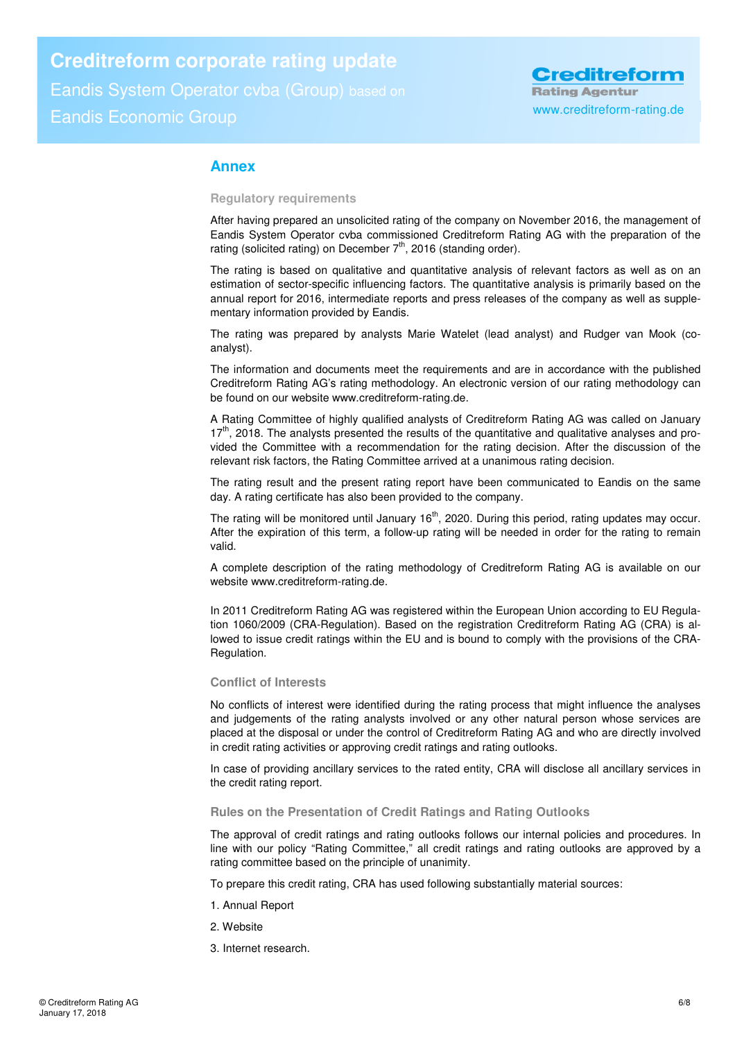## Annex

### Regulatory requirements

After having prepared an unsolicited rating of the company on November 2016, the management of Eandis System Operator cvba commissioned Creditreform Rating AG with the preparation of the rating (solicited rating) on December 7th, 2016 (standing order).

The rating is based on qualitative and quantitative analysis of relevant factors as well as on an estimation of sector-specific influencing factors. The quantitative analysis is primarily based on the annual report for 2016, intermediate reports and press releases of the company as well as supplementary information provided by Eandis.

The rating was prepared by analysts Marie Watelet (lead analyst) and Rudger van Mook (co-analyst).

The information and documents meet the requirements and are in accordance with the published Creditreform Rating AG's rating methodology. An electronic version of our rating methodology can be found on our website www.creditreform-rating.de.

A Rating Committee of highly qualified analysts of Creditreform Rating AG was called on January 17th, 2018. The analysts presented the results of the quantitative and qualitative analyses and provided the Committee with a recommendation for the rating decision. After the discussion of the relevant risk factors, the Rating Committee arrived at a unanimous rating decision.

The rating result and the present rating report have been communicated to Eandis on the same day. A rating certificate has also been provided to the company.

The rating will be monitored until January 16th, 2020. During this period, rating updates may occur. After the expiration of this term, a follow-up rating will be needed in order for the rating to remain valid.

A complete description of the rating methodology of Creditreform Rating AG is available on our website www.creditreform-rating.de.

In 2011 Creditreform Rating AG was registered within the European Union according to EU Regulation 1060/2009 (CRA-Regulation). Based on the registration Creditreform Rating AG (CRA) is allowed to issue credit ratings within the EU and is bound to comply with the provisions of the CRA-Regulation.

### Conflict of Interests

No conflicts of interest were identified during the rating process that might influence the analyses and judgements of the rating analysts involved or any other natural person whose services are placed at the disposal or under the control of Creditreform Rating AG and who are directly involved in credit rating activities or approving credit ratings and rating outlooks.

In case of providing ancillary services to the rated entity, CRA will disclose all ancillary services in the credit rating report.

### Rules on the Presentation of Credit Ratings and Rating Outlooks

The approval of credit ratings and rating outlooks follows our internal policies and procedures. In line with our policy "Rating Committee," all credit ratings and rating outlooks are approved by a rating committee based on the principle of unanimity.

To prepare this credit rating, CRA has used following substantially material sources:

1. Annual Report
2. Website
3. Internet research.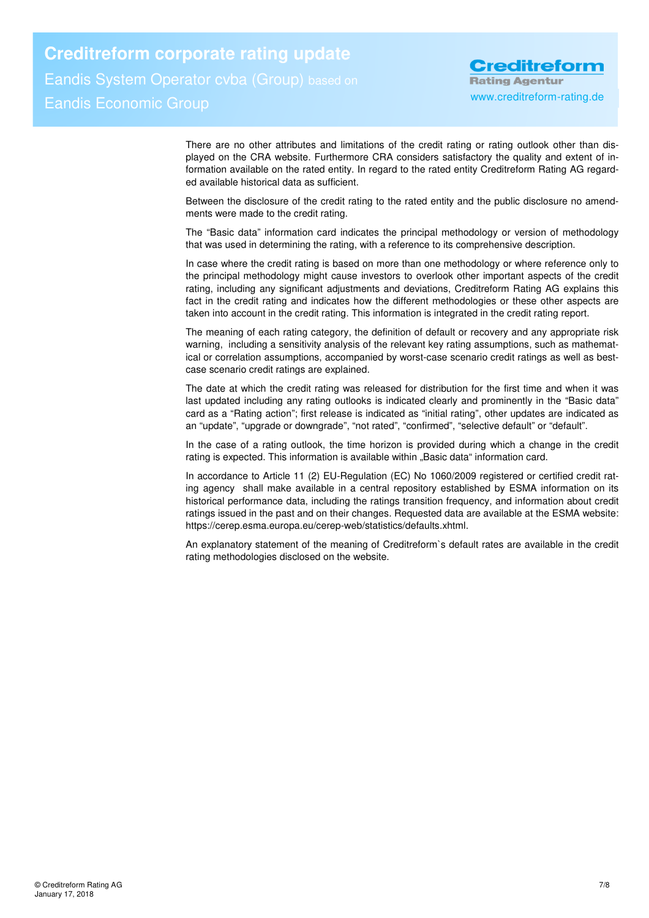There are no other attributes and limitations of the credit rating or rating outlook other than displayed on the CRA website. Furthermore CRA considers satisfactory the quality and extent of information available on the rated entity. In regard to the rated entity Creditreform Rating AG regarded available historical data as sufficient.

Between the disclosure of the credit rating to the rated entity and the public disclosure no amendments were made to the credit rating.

The "Basic data" information card indicates the principal methodology or version of methodology that was used in determining the rating, with a reference to its comprehensive description.

In case where the credit rating is based on more than one methodology or where reference only to the principal methodology might cause investors to overlook other important aspects of the credit rating, including any significant adjustments and deviations, Creditreform Rating AG explains this fact in the credit rating and indicates how the different methodologies or these other aspects are taken into account in the credit rating. This information is integrated in the credit rating report.

The meaning of each rating category, the definition of default or recovery and any appropriate risk warning, including a sensitivity analysis of the relevant key rating assumptions, such as mathematical or correlation assumptions, accompanied by worst-case scenario credit ratings as well as best-case scenario credit ratings are explained.

The date at which the credit rating was released for distribution for the first time and when it was last updated including any rating outlooks is indicated clearly and prominently in the "Basic data" card as a "Rating action"; first release is indicated as "initial rating", other updates are indicated as an "update", "upgrade or downgrade", "not rated", "confirmed", "selective default" or "default".

In the case of a rating outlook, the time horizon is provided during which a change in the credit rating is expected. This information is available within „Basic data" information card.

In accordance to Article 11 (2) EU-Regulation (EC) No 1060/2009 registered or certified credit rating agency shall make available in a central repository established by ESMA information on its historical performance data, including the ratings transition frequency, and information about credit ratings issued in the past and on their changes. Requested data are available at the ESMA website: https://cerep.esma.europa.eu/cerep-web/statistics/defaults.xhtml.

An explanatory statement of the meaning of Creditreform`s default rates are available in the credit rating methodologies disclosed on the website.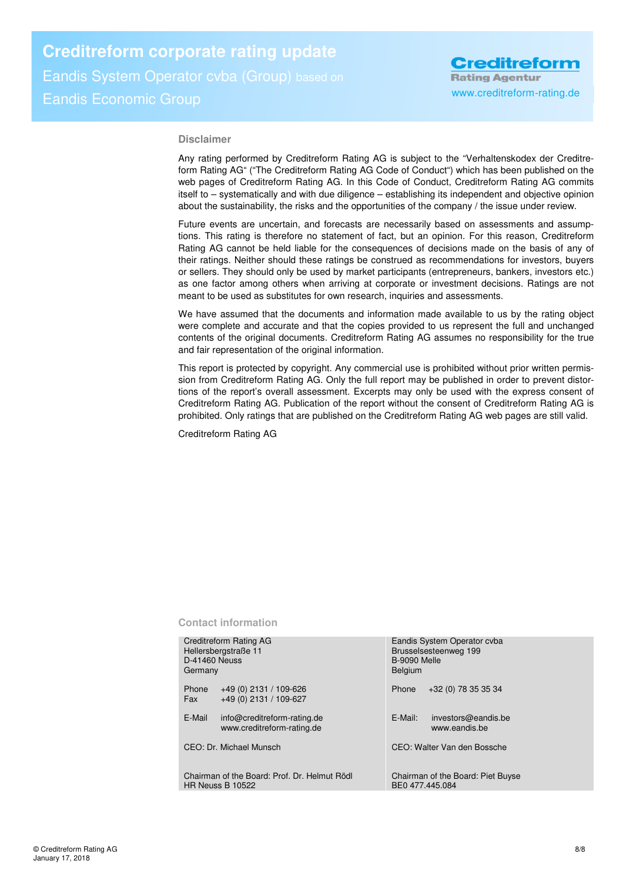## Disclaimer

Any rating performed by Creditreform Rating AG is subject to the "Verhaltenskodex der Creditreform Rating AG" ("The Creditreform Rating AG Code of Conduct") which has been published on the web pages of Creditreform Rating AG. In this Code of Conduct, Creditreform Rating AG commits itself to – systematically and with due diligence – establishing its independent and objective opinion about the sustainability, the risks and the opportunities of the company / the issue under review.

Future events are uncertain, and forecasts are necessarily based on assessments and assumptions. This rating is therefore no statement of fact, but an opinion. For this reason, Creditreform Rating AG cannot be held liable for the consequences of decisions made on the basis of any of their ratings. Neither should these ratings be construed as recommendations for investors, buyers or sellers. They should only be used by market participants (entrepreneurs, bankers, investors etc.) as one factor among others when arriving at corporate or investment decisions. Ratings are not meant to be used as substitutes for own research, inquiries and assessments.

We have assumed that the documents and information made available to us by the rating object were complete and accurate and that the copies provided to us represent the full and unchanged contents of the original documents. Creditreform Rating AG assumes no responsibility for the true and fair representation of the original information.

This report is protected by copyright. Any commercial use is prohibited without prior written permission from Creditreform Rating AG. Only the full report may be published in order to prevent distortions of the report's overall assessment. Excerpts may only be used with the express consent of Creditreform Rating AG. Publication of the report without the consent of Creditreform Rating AG is prohibited. Only ratings that are published on the Creditreform Rating AG web pages are still valid.

Creditreform Rating AG

## Contact information

| | |
|---|---|
| Creditreform Rating AG<br>Hellersbergstraße 11<br>D-41460 Neuss<br>Germany | Eandis System Operator cvba<br>Brusselsesteenweg 199<br>B-9090 Melle<br>Belgium |
| Phone +49 (0) 2131 / 109-626<br>Fax +49 (0) 2131 / 109-627 | Phone +32 (0) 78 35 35 34 |
| E-Mail info@creditreform-rating.de<br>www.creditreform-rating.de | E-Mail: investors@eandis.be<br>www.eandis.be |
| CEO: Dr. Michael Munsch | CEO: Walter Van den Bossche |
| Chairman of the Board: Prof. Dr. Helmut Rödl<br>HR Neuss B 10522 | Chairman of the Board: Piet Buyse<br>BE0 477.445.084 |

© Creditreform Rating AG
January 17, 2018